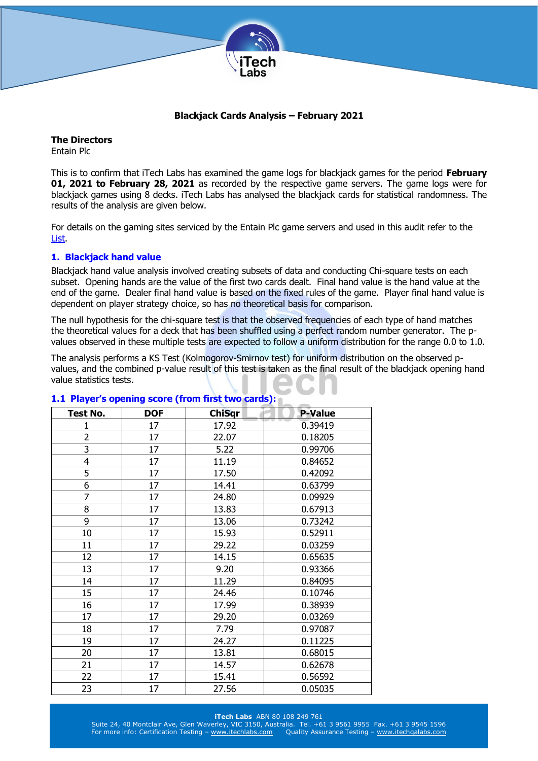**Blackjack Cards Analysis – February 2021**

**The Directors**
Entain Plc

This is to confirm that iTech Labs has examined the game logs for blackjack games for the period **February 01, 2021 to February 28, 2021** as recorded by the respective game servers. The game logs were for blackjack games using 8 decks. iTech Labs has analysed the blackjack cards for statistical randomness. The results of the analysis are given below.

For details on the gaming sites serviced by the Entain Plc game servers and used in this audit refer to the List.

## 1. Blackjack hand value

Blackjack hand value analysis involved creating subsets of data and conducting Chi-square tests on each subset. Opening hands are the value of the first two cards dealt. Final hand value is the hand value at the end of the game. Dealer final hand value is based on the fixed rules of the game. Player final hand value is dependent on player strategy choice, so has no theoretical basis for comparison.

The null hypothesis for the chi-square test is that the observed frequencies of each type of hand matches the theoretical values for a deck that has been shuffled using a perfect random number generator. The p-values observed in these multiple tests are expected to follow a uniform distribution for the range 0.0 to 1.0.

The analysis performs a KS Test (Kolmogorov-Smirnov test) for uniform distribution on the observed p-values, and the combined p-value result of this test is taken as the final result of the blackjack opening hand value statistics tests.

### 1.1 Player's opening score (from first two cards):

| Test No. | DOF | ChiSqr | P-Value |
|---|---|---|---|
| 1 | 17 | 17.92 | 0.39419 |
| 2 | 17 | 22.07 | 0.18205 |
| 3 | 17 | 5.22 | 0.99706 |
| 4 | 17 | 11.19 | 0.84652 |
| 5 | 17 | 17.50 | 0.42092 |
| 6 | 17 | 14.41 | 0.63799 |
| 7 | 17 | 24.80 | 0.09929 |
| 8 | 17 | 13.83 | 0.67913 |
| 9 | 17 | 13.06 | 0.73242 |
| 10 | 17 | 15.93 | 0.52911 |
| 11 | 17 | 29.22 | 0.03259 |
| 12 | 17 | 14.15 | 0.65635 |
| 13 | 17 | 9.20 | 0.93366 |
| 14 | 17 | 11.29 | 0.84095 |
| 15 | 17 | 24.46 | 0.10746 |
| 16 | 17 | 17.99 | 0.38939 |
| 17 | 17 | 29.20 | 0.03269 |
| 18 | 17 | 7.79 | 0.97087 |
| 19 | 17 | 24.27 | 0.11225 |
| 20 | 17 | 13.81 | 0.68015 |
| 21 | 17 | 14.57 | 0.62678 |
| 22 | 17 | 15.41 | 0.56592 |
| 23 | 17 | 27.56 | 0.05035 |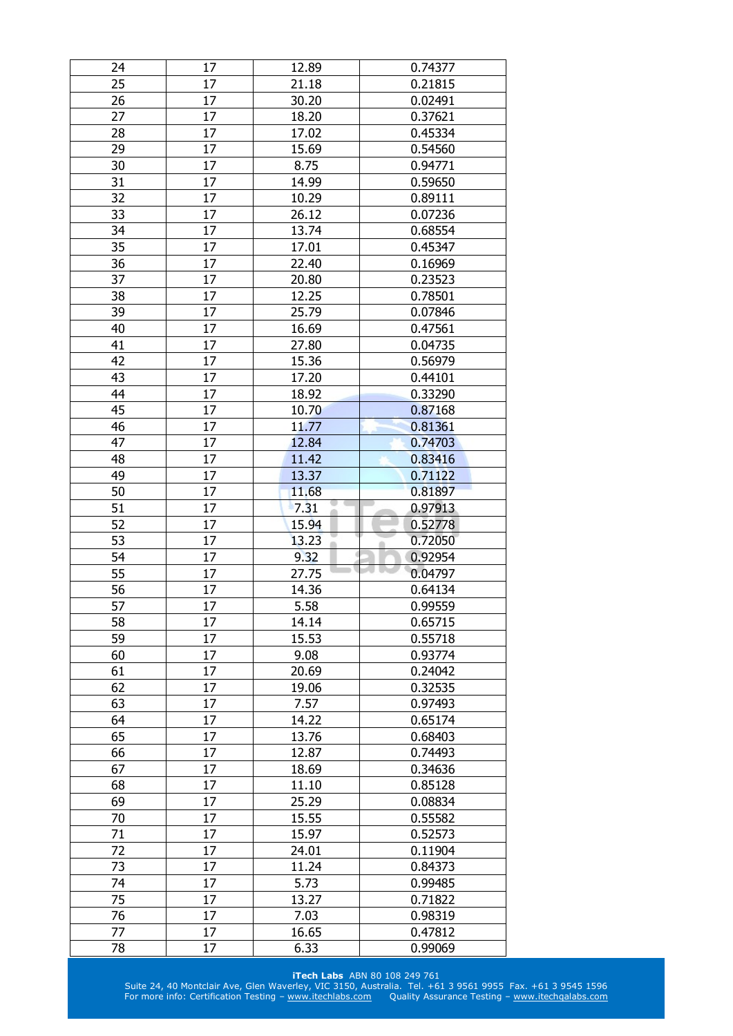| | | | |
|---|---|---|---|
| 24 | 17 | 12.89 | 0.74377 |
| 25 | 17 | 21.18 | 0.21815 |
| 26 | 17 | 30.20 | 0.02491 |
| 27 | 17 | 18.20 | 0.37621 |
| 28 | 17 | 17.02 | 0.45334 |
| 29 | 17 | 15.69 | 0.54560 |
| 30 | 17 | 8.75 | 0.94771 |
| 31 | 17 | 14.99 | 0.59650 |
| 32 | 17 | 10.29 | 0.89111 |
| 33 | 17 | 26.12 | 0.07236 |
| 34 | 17 | 13.74 | 0.68554 |
| 35 | 17 | 17.01 | 0.45347 |
| 36 | 17 | 22.40 | 0.16969 |
| 37 | 17 | 20.80 | 0.23523 |
| 38 | 17 | 12.25 | 0.78501 |
| 39 | 17 | 25.79 | 0.07846 |
| 40 | 17 | 16.69 | 0.47561 |
| 41 | 17 | 27.80 | 0.04735 |
| 42 | 17 | 15.36 | 0.56979 |
| 43 | 17 | 17.20 | 0.44101 |
| 44 | 17 | 18.92 | 0.33290 |
| 45 | 17 | 10.70 | 0.87168 |
| 46 | 17 | 11.77 | 0.81361 |
| 47 | 17 | 12.84 | 0.74703 |
| 48 | 17 | 11.42 | 0.83416 |
| 49 | 17 | 13.37 | 0.71122 |
| 50 | 17 | 11.68 | 0.81897 |
| 51 | 17 | 7.31 | 0.97913 |
| 52 | 17 | 15.94 | 0.52778 |
| 53 | 17 | 13.23 | 0.72050 |
| 54 | 17 | 9.32 | 0.92954 |
| 55 | 17 | 27.75 | 0.04797 |
| 56 | 17 | 14.36 | 0.64134 |
| 57 | 17 | 5.58 | 0.99559 |
| 58 | 17 | 14.14 | 0.65715 |
| 59 | 17 | 15.53 | 0.55718 |
| 60 | 17 | 9.08 | 0.93774 |
| 61 | 17 | 20.69 | 0.24042 |
| 62 | 17 | 19.06 | 0.32535 |
| 63 | 17 | 7.57 | 0.97493 |
| 64 | 17 | 14.22 | 0.65174 |
| 65 | 17 | 13.76 | 0.68403 |
| 66 | 17 | 12.87 | 0.74493 |
| 67 | 17 | 18.69 | 0.34636 |
| 68 | 17 | 11.10 | 0.85128 |
| 69 | 17 | 25.29 | 0.08834 |
| 70 | 17 | 15.55 | 0.55582 |
| 71 | 17 | 15.97 | 0.52573 |
| 72 | 17 | 24.01 | 0.11904 |
| 73 | 17 | 11.24 | 0.84373 |
| 74 | 17 | 5.73 | 0.99485 |
| 75 | 17 | 13.27 | 0.71822 |
| 76 | 17 | 7.03 | 0.98319 |
| 77 | 17 | 16.65 | 0.47812 |
| 78 | 17 | 6.33 | 0.99069 |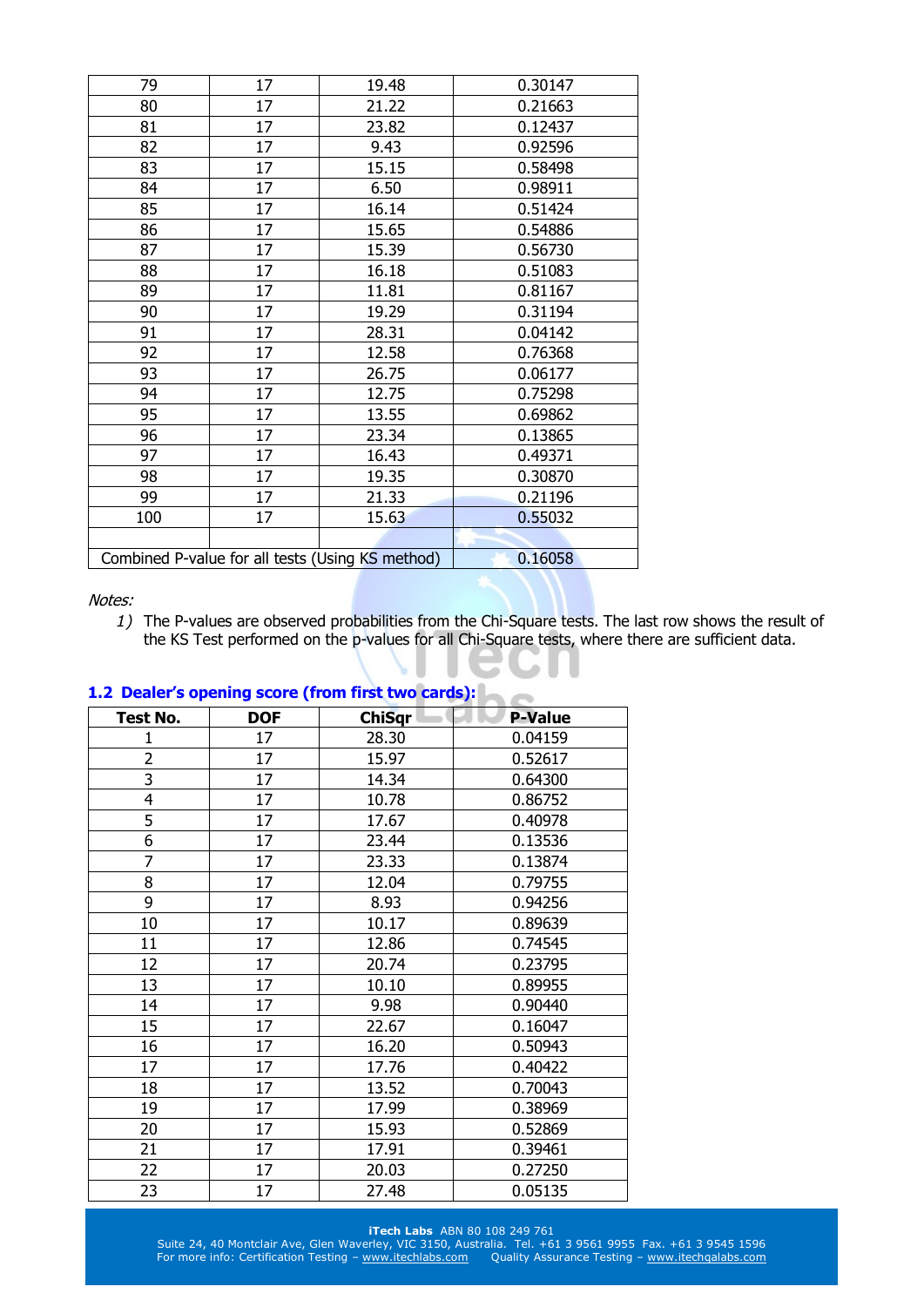| | | | |
|---|---|---|---|
| 79 | 17 | 19.48 | 0.30147 |
| 80 | 17 | 21.22 | 0.21663 |
| 81 | 17 | 23.82 | 0.12437 |
| 82 | 17 | 9.43 | 0.92596 |
| 83 | 17 | 15.15 | 0.58498 |
| 84 | 17 | 6.50 | 0.98911 |
| 85 | 17 | 16.14 | 0.51424 |
| 86 | 17 | 15.65 | 0.54886 |
| 87 | 17 | 15.39 | 0.56730 |
| 88 | 17 | 16.18 | 0.51083 |
| 89 | 17 | 11.81 | 0.81167 |
| 90 | 17 | 19.29 | 0.31194 |
| 91 | 17 | 28.31 | 0.04142 |
| 92 | 17 | 12.58 | 0.76368 |
| 93 | 17 | 26.75 | 0.06177 |
| 94 | 17 | 12.75 | 0.75298 |
| 95 | 17 | 13.55 | 0.69862 |
| 96 | 17 | 23.34 | 0.13865 |
| 97 | 17 | 16.43 | 0.49371 |
| 98 | 17 | 19.35 | 0.30870 |
| 99 | 17 | 21.33 | 0.21196 |
| 100 | 17 | 15.63 | 0.55032 |
| | | | |
| Combined P-value for all tests (Using KS method) | | | 0.16058 |

*Notes:*

1) The P-values are observed probabilities from the Chi-Square tests. The last row shows the result of the KS Test performed on the p-values for all Chi-Square tests, where there are sufficient data.

### 1.2 Dealer's opening score (from first two cards):

| Test No. | DOF | ChiSqr | P-Value |
|---|---|---|---|
| 1 | 17 | 28.30 | 0.04159 |
| 2 | 17 | 15.97 | 0.52617 |
| 3 | 17 | 14.34 | 0.64300 |
| 4 | 17 | 10.78 | 0.86752 |
| 5 | 17 | 17.67 | 0.40978 |
| 6 | 17 | 23.44 | 0.13536 |
| 7 | 17 | 23.33 | 0.13874 |
| 8 | 17 | 12.04 | 0.79755 |
| 9 | 17 | 8.93 | 0.94256 |
| 10 | 17 | 10.17 | 0.89639 |
| 11 | 17 | 12.86 | 0.74545 |
| 12 | 17 | 20.74 | 0.23795 |
| 13 | 17 | 10.10 | 0.89955 |
| 14 | 17 | 9.98 | 0.90440 |
| 15 | 17 | 22.67 | 0.16047 |
| 16 | 17 | 16.20 | 0.50943 |
| 17 | 17 | 17.76 | 0.40422 |
| 18 | 17 | 13.52 | 0.70043 |
| 19 | 17 | 17.99 | 0.38969 |
| 20 | 17 | 15.93 | 0.52869 |
| 21 | 17 | 17.91 | 0.39461 |
| 22 | 17 | 20.03 | 0.27250 |
| 23 | 17 | 27.48 | 0.05135 |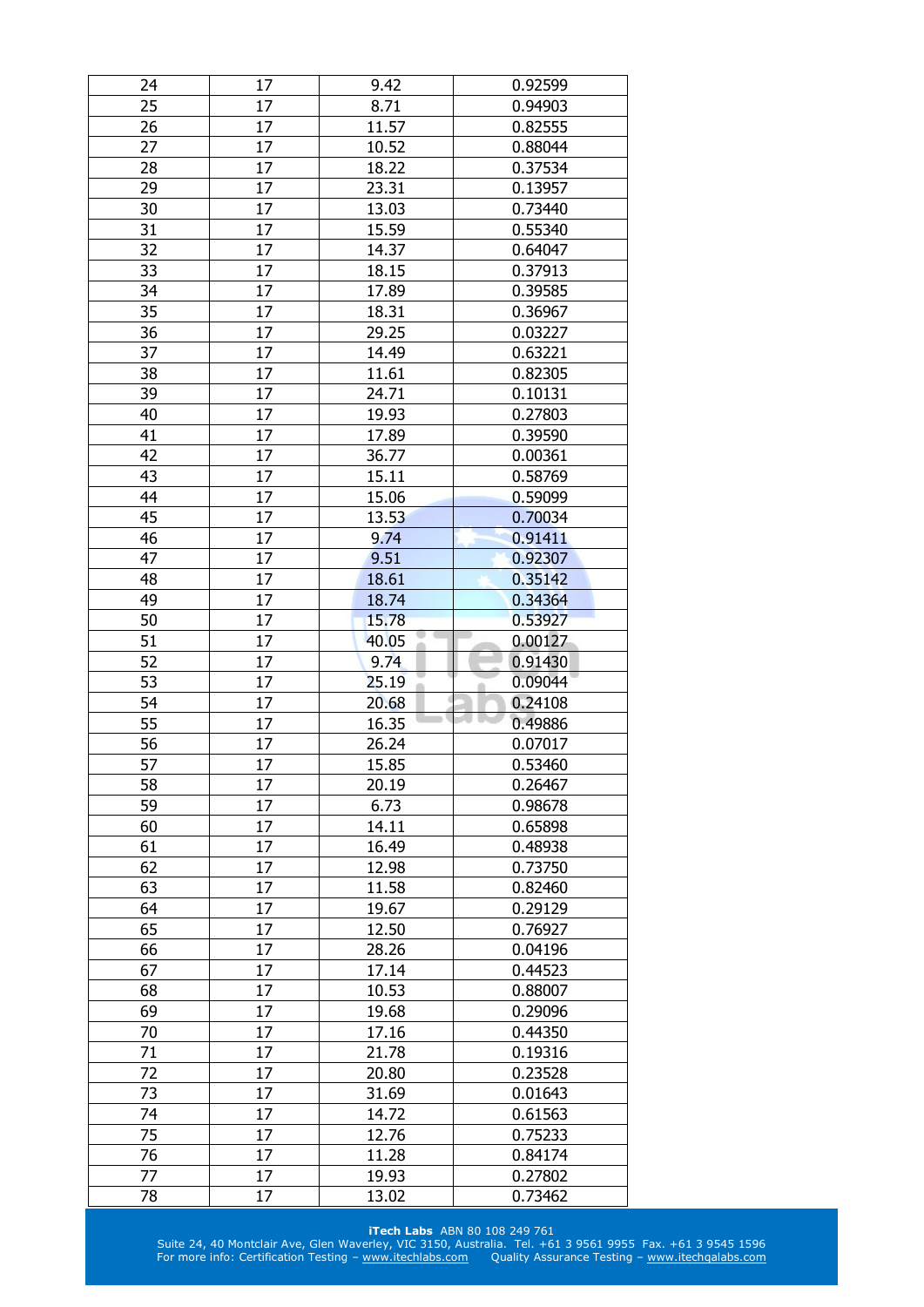| | | | |
|---|---|---|---|
| 24 | 17 | 9.42 | 0.92599 |
| 25 | 17 | 8.71 | 0.94903 |
| 26 | 17 | 11.57 | 0.82555 |
| 27 | 17 | 10.52 | 0.88044 |
| 28 | 17 | 18.22 | 0.37534 |
| 29 | 17 | 23.31 | 0.13957 |
| 30 | 17 | 13.03 | 0.73440 |
| 31 | 17 | 15.59 | 0.55340 |
| 32 | 17 | 14.37 | 0.64047 |
| 33 | 17 | 18.15 | 0.37913 |
| 34 | 17 | 17.89 | 0.39585 |
| 35 | 17 | 18.31 | 0.36967 |
| 36 | 17 | 29.25 | 0.03227 |
| 37 | 17 | 14.49 | 0.63221 |
| 38 | 17 | 11.61 | 0.82305 |
| 39 | 17 | 24.71 | 0.10131 |
| 40 | 17 | 19.93 | 0.27803 |
| 41 | 17 | 17.89 | 0.39590 |
| 42 | 17 | 36.77 | 0.00361 |
| 43 | 17 | 15.11 | 0.58769 |
| 44 | 17 | 15.06 | 0.59099 |
| 45 | 17 | 13.53 | 0.70034 |
| 46 | 17 | 9.74 | 0.91411 |
| 47 | 17 | 9.51 | 0.92307 |
| 48 | 17 | 18.61 | 0.35142 |
| 49 | 17 | 18.74 | 0.34364 |
| 50 | 17 | 15.78 | 0.53927 |
| 51 | 17 | 40.05 | 0.00127 |
| 52 | 17 | 9.74 | 0.91430 |
| 53 | 17 | 25.19 | 0.09044 |
| 54 | 17 | 20.68 | 0.24108 |
| 55 | 17 | 16.35 | 0.49886 |
| 56 | 17 | 26.24 | 0.07017 |
| 57 | 17 | 15.85 | 0.53460 |
| 58 | 17 | 20.19 | 0.26467 |
| 59 | 17 | 6.73 | 0.98678 |
| 60 | 17 | 14.11 | 0.65898 |
| 61 | 17 | 16.49 | 0.48938 |
| 62 | 17 | 12.98 | 0.73750 |
| 63 | 17 | 11.58 | 0.82460 |
| 64 | 17 | 19.67 | 0.29129 |
| 65 | 17 | 12.50 | 0.76927 |
| 66 | 17 | 28.26 | 0.04196 |
| 67 | 17 | 17.14 | 0.44523 |
| 68 | 17 | 10.53 | 0.88007 |
| 69 | 17 | 19.68 | 0.29096 |
| 70 | 17 | 17.16 | 0.44350 |
| 71 | 17 | 21.78 | 0.19316 |
| 72 | 17 | 20.80 | 0.23528 |
| 73 | 17 | 31.69 | 0.01643 |
| 74 | 17 | 14.72 | 0.61563 |
| 75 | 17 | 12.76 | 0.75233 |
| 76 | 17 | 11.28 | 0.84174 |
| 77 | 17 | 19.93 | 0.27802 |
| 78 | 17 | 13.02 | 0.73462 |

**iTech Labs** ABN 80 108 249 761
Suite 24, 40 Montclair Ave, Glen Waverley, VIC 3150, Australia. Tel. +61 3 9561 9955 Fax. +61 3 9545 1596
For more info: Certification Testing – www.itechlabs.com Quality Assurance Testing – www.itechqalabs.com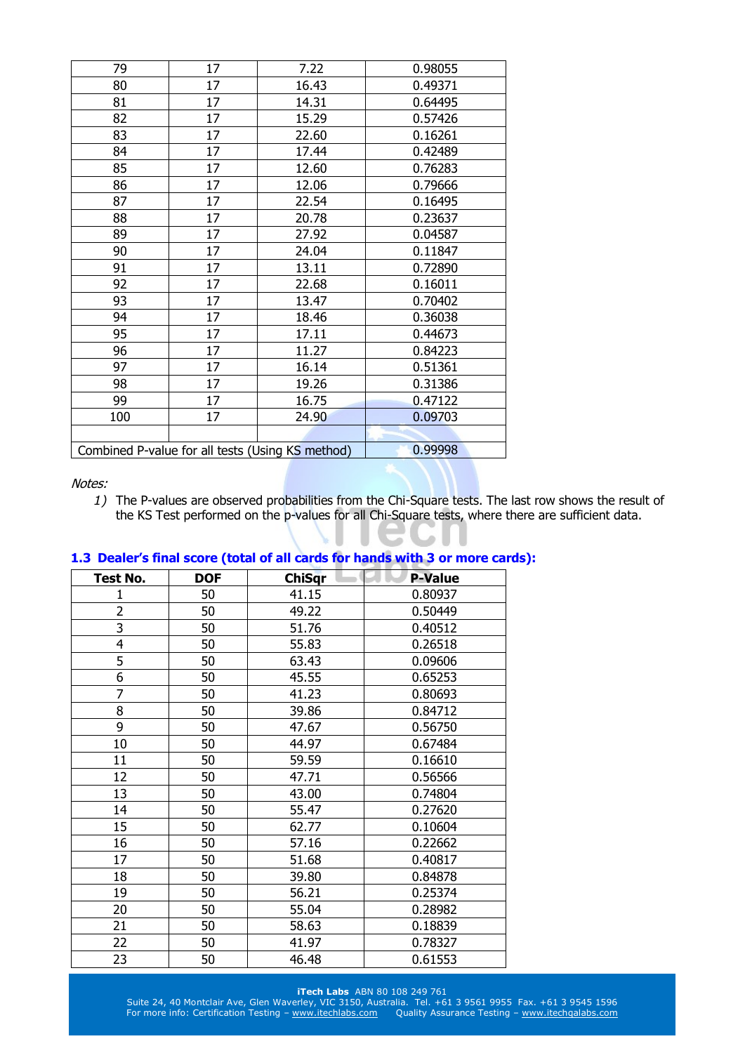| | | | |
|---|---|---|---|
| 79 | 17 | 7.22 | 0.98055 |
| 80 | 17 | 16.43 | 0.49371 |
| 81 | 17 | 14.31 | 0.64495 |
| 82 | 17 | 15.29 | 0.57426 |
| 83 | 17 | 22.60 | 0.16261 |
| 84 | 17 | 17.44 | 0.42489 |
| 85 | 17 | 12.60 | 0.76283 |
| 86 | 17 | 12.06 | 0.79666 |
| 87 | 17 | 22.54 | 0.16495 |
| 88 | 17 | 20.78 | 0.23637 |
| 89 | 17 | 27.92 | 0.04587 |
| 90 | 17 | 24.04 | 0.11847 |
| 91 | 17 | 13.11 | 0.72890 |
| 92 | 17 | 22.68 | 0.16011 |
| 93 | 17 | 13.47 | 0.70402 |
| 94 | 17 | 18.46 | 0.36038 |
| 95 | 17 | 17.11 | 0.44673 |
| 96 | 17 | 11.27 | 0.84223 |
| 97 | 17 | 16.14 | 0.51361 |
| 98 | 17 | 19.26 | 0.31386 |
| 99 | 17 | 16.75 | 0.47122 |
| 100 | 17 | 24.90 | 0.09703 |
| | | | |
| Combined P-value for all tests (Using KS method) | | | 0.99998 |

*Notes:*

1) The P-values are observed probabilities from the Chi-Square tests. The last row shows the result of the KS Test performed on the p-values for all Chi-Square tests, where there are sufficient data.

### 1.3 Dealer's final score (total of all cards for hands with 3 or more cards):

| Test No. | DOF | ChiSqr | P-Value |
|---|---|---|---|
| 1 | 50 | 41.15 | 0.80937 |
| 2 | 50 | 49.22 | 0.50449 |
| 3 | 50 | 51.76 | 0.40512 |
| 4 | 50 | 55.83 | 0.26518 |
| 5 | 50 | 63.43 | 0.09606 |
| 6 | 50 | 45.55 | 0.65253 |
| 7 | 50 | 41.23 | 0.80693 |
| 8 | 50 | 39.86 | 0.84712 |
| 9 | 50 | 47.67 | 0.56750 |
| 10 | 50 | 44.97 | 0.67484 |
| 11 | 50 | 59.59 | 0.16610 |
| 12 | 50 | 47.71 | 0.56566 |
| 13 | 50 | 43.00 | 0.74804 |
| 14 | 50 | 55.47 | 0.27620 |
| 15 | 50 | 62.77 | 0.10604 |
| 16 | 50 | 57.16 | 0.22662 |
| 17 | 50 | 51.68 | 0.40817 |
| 18 | 50 | 39.80 | 0.84878 |
| 19 | 50 | 56.21 | 0.25374 |
| 20 | 50 | 55.04 | 0.28982 |
| 21 | 50 | 58.63 | 0.18839 |
| 22 | 50 | 41.97 | 0.78327 |
| 23 | 50 | 46.48 | 0.61553 |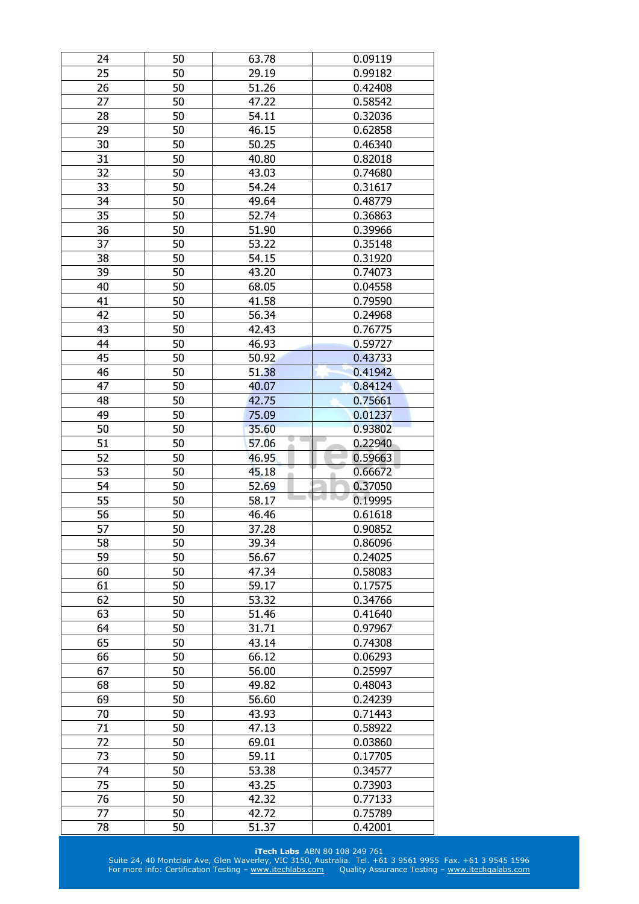| | | | |
|---|---|---|---|
| 24 | 50 | 63.78 | 0.09119 |
| 25 | 50 | 29.19 | 0.99182 |
| 26 | 50 | 51.26 | 0.42408 |
| 27 | 50 | 47.22 | 0.58542 |
| 28 | 50 | 54.11 | 0.32036 |
| 29 | 50 | 46.15 | 0.62858 |
| 30 | 50 | 50.25 | 0.46340 |
| 31 | 50 | 40.80 | 0.82018 |
| 32 | 50 | 43.03 | 0.74680 |
| 33 | 50 | 54.24 | 0.31617 |
| 34 | 50 | 49.64 | 0.48779 |
| 35 | 50 | 52.74 | 0.36863 |
| 36 | 50 | 51.90 | 0.39966 |
| 37 | 50 | 53.22 | 0.35148 |
| 38 | 50 | 54.15 | 0.31920 |
| 39 | 50 | 43.20 | 0.74073 |
| 40 | 50 | 68.05 | 0.04558 |
| 41 | 50 | 41.58 | 0.79590 |
| 42 | 50 | 56.34 | 0.24968 |
| 43 | 50 | 42.43 | 0.76775 |
| 44 | 50 | 46.93 | 0.59727 |
| 45 | 50 | 50.92 | 0.43733 |
| 46 | 50 | 51.38 | 0.41942 |
| 47 | 50 | 40.07 | 0.84124 |
| 48 | 50 | 42.75 | 0.75661 |
| 49 | 50 | 75.09 | 0.01237 |
| 50 | 50 | 35.60 | 0.93802 |
| 51 | 50 | 57.06 | 0.22940 |
| 52 | 50 | 46.95 | 0.59663 |
| 53 | 50 | 45.18 | 0.66672 |
| 54 | 50 | 52.69 | 0.37050 |
| 55 | 50 | 58.17 | 0.19995 |
| 56 | 50 | 46.46 | 0.61618 |
| 57 | 50 | 37.28 | 0.90852 |
| 58 | 50 | 39.34 | 0.86096 |
| 59 | 50 | 56.67 | 0.24025 |
| 60 | 50 | 47.34 | 0.58083 |
| 61 | 50 | 59.17 | 0.17575 |
| 62 | 50 | 53.32 | 0.34766 |
| 63 | 50 | 51.46 | 0.41640 |
| 64 | 50 | 31.71 | 0.97967 |
| 65 | 50 | 43.14 | 0.74308 |
| 66 | 50 | 66.12 | 0.06293 |
| 67 | 50 | 56.00 | 0.25997 |
| 68 | 50 | 49.82 | 0.48043 |
| 69 | 50 | 56.60 | 0.24239 |
| 70 | 50 | 43.93 | 0.71443 |
| 71 | 50 | 47.13 | 0.58922 |
| 72 | 50 | 69.01 | 0.03860 |
| 73 | 50 | 59.11 | 0.17705 |
| 74 | 50 | 53.38 | 0.34577 |
| 75 | 50 | 43.25 | 0.73903 |
| 76 | 50 | 42.32 | 0.77133 |
| 77 | 50 | 42.72 | 0.75789 |
| 78 | 50 | 51.37 | 0.42001 |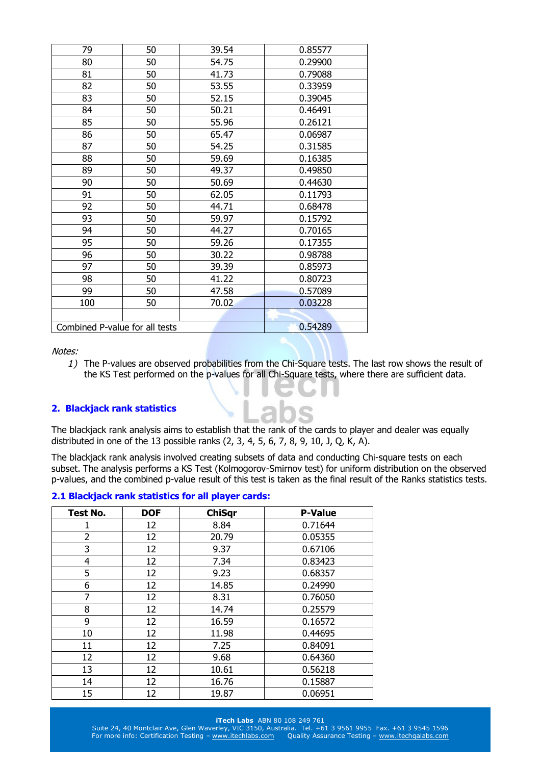| | | | |
|---|---|---|---|
| 79 | 50 | 39.54 | 0.85577 |
| 80 | 50 | 54.75 | 0.29900 |
| 81 | 50 | 41.73 | 0.79088 |
| 82 | 50 | 53.55 | 0.33959 |
| 83 | 50 | 52.15 | 0.39045 |
| 84 | 50 | 50.21 | 0.46491 |
| 85 | 50 | 55.96 | 0.26121 |
| 86 | 50 | 65.47 | 0.06987 |
| 87 | 50 | 54.25 | 0.31585 |
| 88 | 50 | 59.69 | 0.16385 |
| 89 | 50 | 49.37 | 0.49850 |
| 90 | 50 | 50.69 | 0.44630 |
| 91 | 50 | 62.05 | 0.11793 |
| 92 | 50 | 44.71 | 0.68478 |
| 93 | 50 | 59.97 | 0.15792 |
| 94 | 50 | 44.27 | 0.70165 |
| 95 | 50 | 59.26 | 0.17355 |
| 96 | 50 | 30.22 | 0.98788 |
| 97 | 50 | 39.39 | 0.85973 |
| 98 | 50 | 41.22 | 0.80723 |
| 99 | 50 | 47.58 | 0.57089 |
| 100 | 50 | 70.02 | 0.03228 |
| | | | |
| Combined P-value for all tests | | | 0.54289 |

*Notes:*

1) The P-values are observed probabilities from the Chi-Square tests. The last row shows the result of the KS Test performed on the p-values for all Chi-Square tests, where there are sufficient data.

## 2. Blackjack rank statistics

The blackjack rank analysis aims to establish that the rank of the cards to player and dealer was equally distributed in one of the 13 possible ranks (2, 3, 4, 5, 6, 7, 8, 9, 10, J, Q, K, A).

The blackjack rank analysis involved creating subsets of data and conducting Chi-square tests on each subset. The analysis performs a KS Test (Kolmogorov-Smirnov test) for uniform distribution on the observed p-values, and the combined p-value result of this test is taken as the final result of the Ranks statistics tests.

### 2.1 Blackjack rank statistics for all player cards:

| Test No. | DOF | ChiSqr | P-Value |
|---|---|---|---|
| 1 | 12 | 8.84 | 0.71644 |
| 2 | 12 | 20.79 | 0.05355 |
| 3 | 12 | 9.37 | 0.67106 |
| 4 | 12 | 7.34 | 0.83423 |
| 5 | 12 | 9.23 | 0.68357 |
| 6 | 12 | 14.85 | 0.24990 |
| 7 | 12 | 8.31 | 0.76050 |
| 8 | 12 | 14.74 | 0.25579 |
| 9 | 12 | 16.59 | 0.16572 |
| 10 | 12 | 11.98 | 0.44695 |
| 11 | 12 | 7.25 | 0.84091 |
| 12 | 12 | 9.68 | 0.64360 |
| 13 | 12 | 10.61 | 0.56218 |
| 14 | 12 | 16.76 | 0.15887 |
| 15 | 12 | 19.87 | 0.06951 |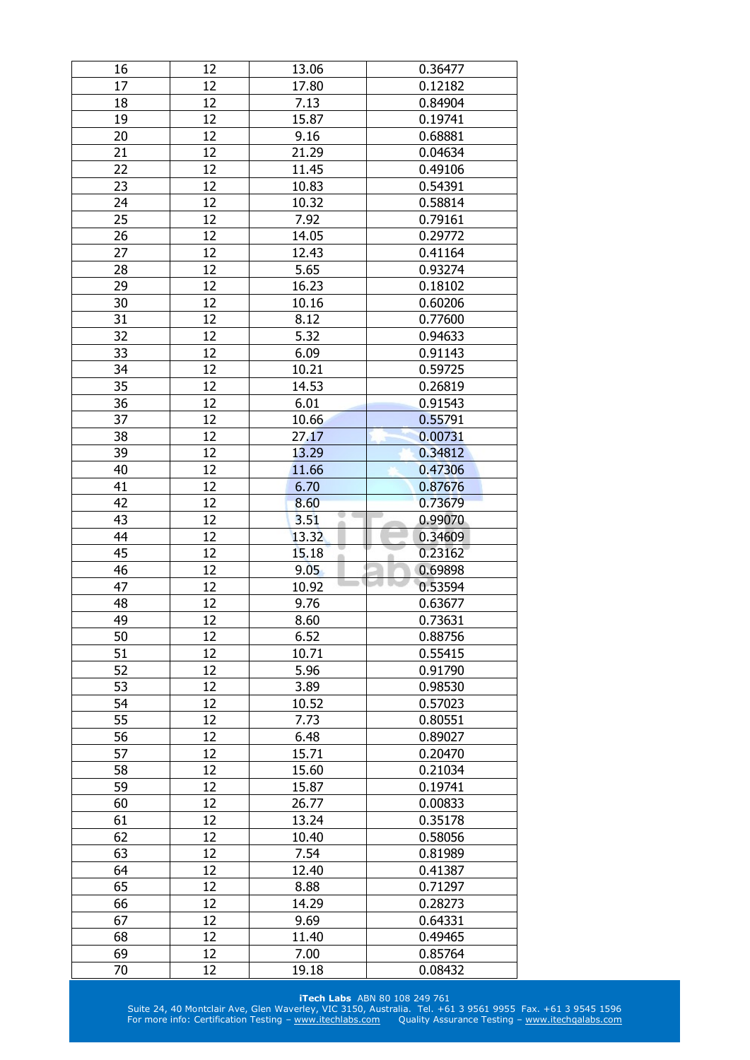| | | | |
|---|---|---|---|
| 16 | 12 | 13.06 | 0.36477 |
| 17 | 12 | 17.80 | 0.12182 |
| 18 | 12 | 7.13 | 0.84904 |
| 19 | 12 | 15.87 | 0.19741 |
| 20 | 12 | 9.16 | 0.68881 |
| 21 | 12 | 21.29 | 0.04634 |
| 22 | 12 | 11.45 | 0.49106 |
| 23 | 12 | 10.83 | 0.54391 |
| 24 | 12 | 10.32 | 0.58814 |
| 25 | 12 | 7.92 | 0.79161 |
| 26 | 12 | 14.05 | 0.29772 |
| 27 | 12 | 12.43 | 0.41164 |
| 28 | 12 | 5.65 | 0.93274 |
| 29 | 12 | 16.23 | 0.18102 |
| 30 | 12 | 10.16 | 0.60206 |
| 31 | 12 | 8.12 | 0.77600 |
| 32 | 12 | 5.32 | 0.94633 |
| 33 | 12 | 6.09 | 0.91143 |
| 34 | 12 | 10.21 | 0.59725 |
| 35 | 12 | 14.53 | 0.26819 |
| 36 | 12 | 6.01 | 0.91543 |
| 37 | 12 | 10.66 | 0.55791 |
| 38 | 12 | 27.17 | 0.00731 |
| 39 | 12 | 13.29 | 0.34812 |
| 40 | 12 | 11.66 | 0.47306 |
| 41 | 12 | 6.70 | 0.87676 |
| 42 | 12 | 8.60 | 0.73679 |
| 43 | 12 | 3.51 | 0.99070 |
| 44 | 12 | 13.32 | 0.34609 |
| 45 | 12 | 15.18 | 0.23162 |
| 46 | 12 | 9.05 | 0.69898 |
| 47 | 12 | 10.92 | 0.53594 |
| 48 | 12 | 9.76 | 0.63677 |
| 49 | 12 | 8.60 | 0.73631 |
| 50 | 12 | 6.52 | 0.88756 |
| 51 | 12 | 10.71 | 0.55415 |
| 52 | 12 | 5.96 | 0.91790 |
| 53 | 12 | 3.89 | 0.98530 |
| 54 | 12 | 10.52 | 0.57023 |
| 55 | 12 | 7.73 | 0.80551 |
| 56 | 12 | 6.48 | 0.89027 |
| 57 | 12 | 15.71 | 0.20470 |
| 58 | 12 | 15.60 | 0.21034 |
| 59 | 12 | 15.87 | 0.19741 |
| 60 | 12 | 26.77 | 0.00833 |
| 61 | 12 | 13.24 | 0.35178 |
| 62 | 12 | 10.40 | 0.58056 |
| 63 | 12 | 7.54 | 0.81989 |
| 64 | 12 | 12.40 | 0.41387 |
| 65 | 12 | 8.88 | 0.71297 |
| 66 | 12 | 14.29 | 0.28273 |
| 67 | 12 | 9.69 | 0.64331 |
| 68 | 12 | 11.40 | 0.49465 |
| 69 | 12 | 7.00 | 0.85764 |
| 70 | 12 | 19.18 | 0.08432 |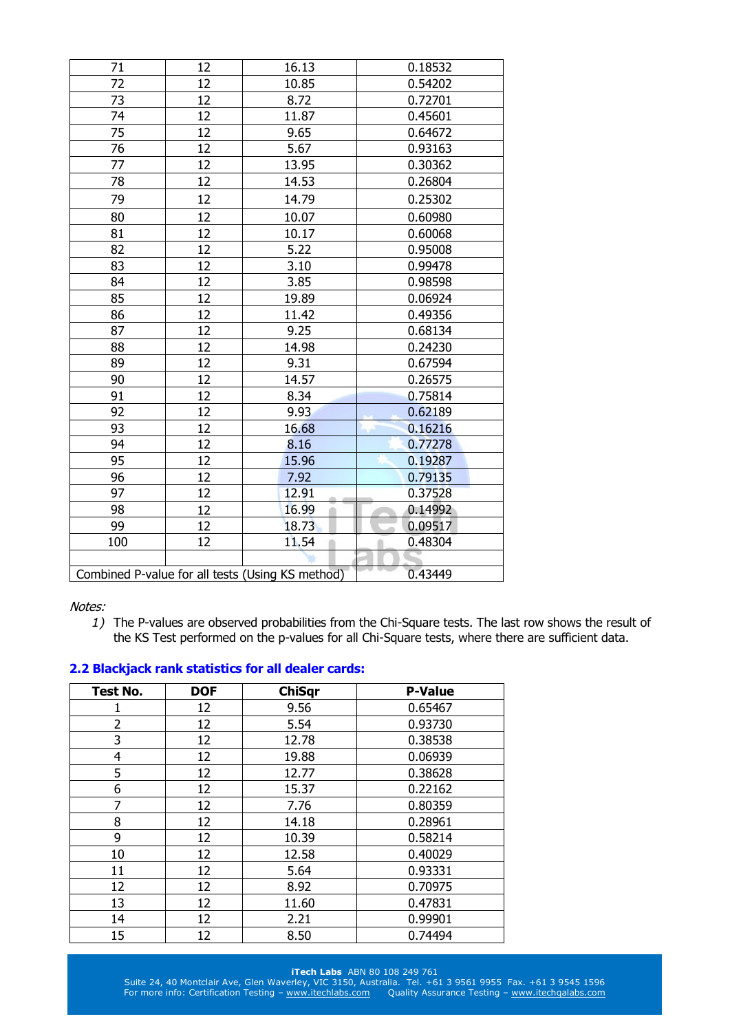| | | | |
|---|---|---|---|
| 71 | 12 | 16.13 | 0.18532 |
| 72 | 12 | 10.85 | 0.54202 |
| 73 | 12 | 8.72 | 0.72701 |
| 74 | 12 | 11.87 | 0.45601 |
| 75 | 12 | 9.65 | 0.64672 |
| 76 | 12 | 5.67 | 0.93163 |
| 77 | 12 | 13.95 | 0.30362 |
| 78 | 12 | 14.53 | 0.26804 |
| 79 | 12 | 14.79 | 0.25302 |
| 80 | 12 | 10.07 | 0.60980 |
| 81 | 12 | 10.17 | 0.60068 |
| 82 | 12 | 5.22 | 0.95008 |
| 83 | 12 | 3.10 | 0.99478 |
| 84 | 12 | 3.85 | 0.98598 |
| 85 | 12 | 19.89 | 0.06924 |
| 86 | 12 | 11.42 | 0.49356 |
| 87 | 12 | 9.25 | 0.68134 |
| 88 | 12 | 14.98 | 0.24230 |
| 89 | 12 | 9.31 | 0.67594 |
| 90 | 12 | 14.57 | 0.26575 |
| 91 | 12 | 8.34 | 0.75814 |
| 92 | 12 | 9.93 | 0.62189 |
| 93 | 12 | 16.68 | 0.16216 |
| 94 | 12 | 8.16 | 0.77278 |
| 95 | 12 | 15.96 | 0.19287 |
| 96 | 12 | 7.92 | 0.79135 |
| 97 | 12 | 12.91 | 0.37528 |
| 98 | 12 | 16.99 | 0.14992 |
| 99 | 12 | 18.73 | 0.09517 |
| 100 | 12 | 11.54 | 0.48304 |
| | | | |
| Combined P-value for all tests (Using KS method) | | | 0.43449 |

*Notes:*

1) The P-values are observed probabilities from the Chi-Square tests. The last row shows the result of the KS Test performed on the p-values for all Chi-Square tests, where there are sufficient data.

### 2.2 Blackjack rank statistics for all dealer cards:

| Test No. | DOF | ChiSqr | P-Value |
|---|---|---|---|
| 1 | 12 | 9.56 | 0.65467 |
| 2 | 12 | 5.54 | 0.93730 |
| 3 | 12 | 12.78 | 0.38538 |
| 4 | 12 | 19.88 | 0.06939 |
| 5 | 12 | 12.77 | 0.38628 |
| 6 | 12 | 15.37 | 0.22162 |
| 7 | 12 | 7.76 | 0.80359 |
| 8 | 12 | 14.18 | 0.28961 |
| 9 | 12 | 10.39 | 0.58214 |
| 10 | 12 | 12.58 | 0.40029 |
| 11 | 12 | 5.64 | 0.93331 |
| 12 | 12 | 8.92 | 0.70975 |
| 13 | 12 | 11.60 | 0.47831 |
| 14 | 12 | 2.21 | 0.99901 |
| 15 | 12 | 8.50 | 0.74494 |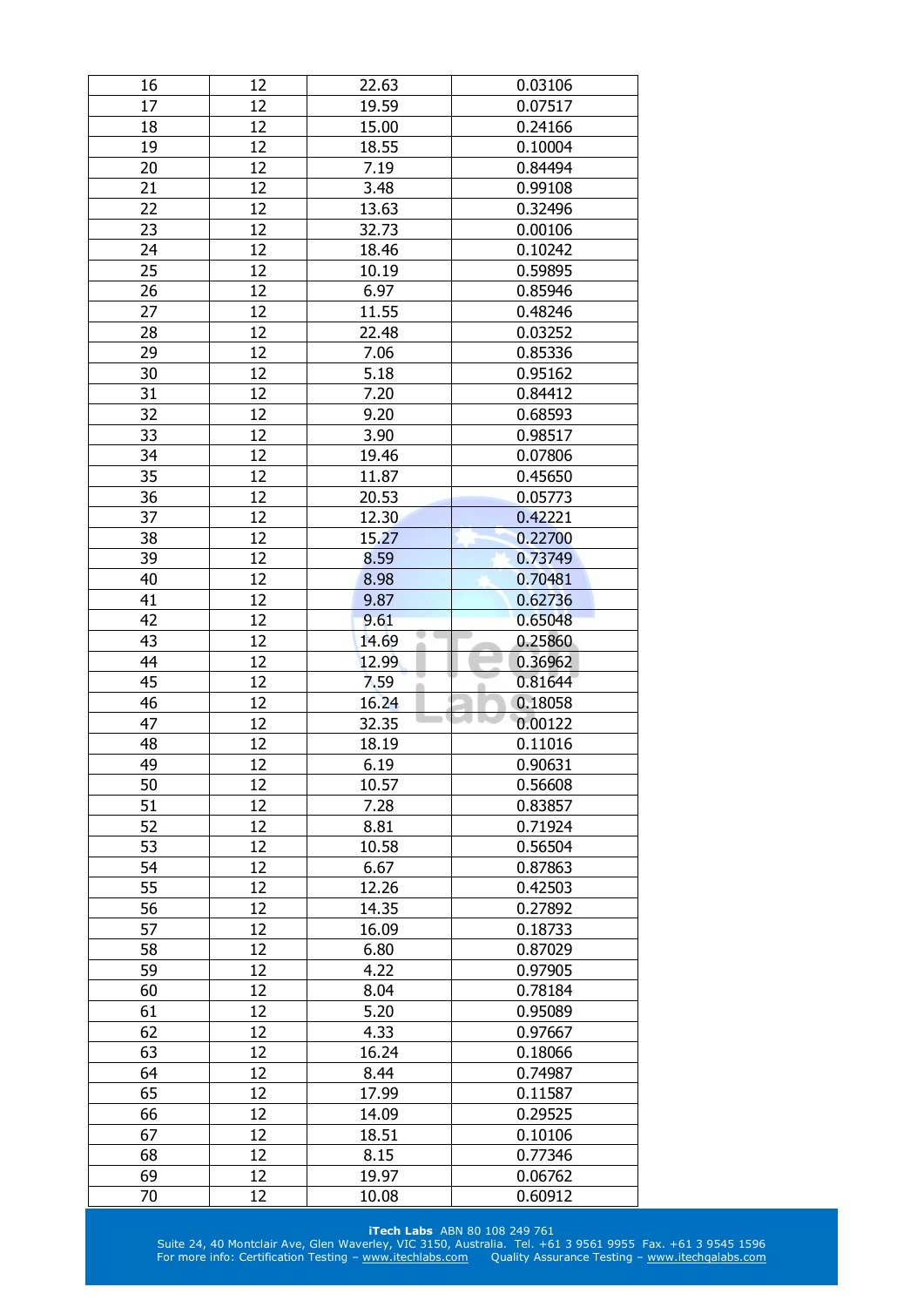| | | | |
|---|---|---|---|
| 16 | 12 | 22.63 | 0.03106 |
| 17 | 12 | 19.59 | 0.07517 |
| 18 | 12 | 15.00 | 0.24166 |
| 19 | 12 | 18.55 | 0.10004 |
| 20 | 12 | 7.19 | 0.84494 |
| 21 | 12 | 3.48 | 0.99108 |
| 22 | 12 | 13.63 | 0.32496 |
| 23 | 12 | 32.73 | 0.00106 |
| 24 | 12 | 18.46 | 0.10242 |
| 25 | 12 | 10.19 | 0.59895 |
| 26 | 12 | 6.97 | 0.85946 |
| 27 | 12 | 11.55 | 0.48246 |
| 28 | 12 | 22.48 | 0.03252 |
| 29 | 12 | 7.06 | 0.85336 |
| 30 | 12 | 5.18 | 0.95162 |
| 31 | 12 | 7.20 | 0.84412 |
| 32 | 12 | 9.20 | 0.68593 |
| 33 | 12 | 3.90 | 0.98517 |
| 34 | 12 | 19.46 | 0.07806 |
| 35 | 12 | 11.87 | 0.45650 |
| 36 | 12 | 20.53 | 0.05773 |
| 37 | 12 | 12.30 | 0.42221 |
| 38 | 12 | 15.27 | 0.22700 |
| 39 | 12 | 8.59 | 0.73749 |
| 40 | 12 | 8.98 | 0.70481 |
| 41 | 12 | 9.87 | 0.62736 |
| 42 | 12 | 9.61 | 0.65048 |
| 43 | 12 | 14.69 | 0.25860 |
| 44 | 12 | 12.99 | 0.36962 |
| 45 | 12 | 7.59 | 0.81644 |
| 46 | 12 | 16.24 | 0.18058 |
| 47 | 12 | 32.35 | 0.00122 |
| 48 | 12 | 18.19 | 0.11016 |
| 49 | 12 | 6.19 | 0.90631 |
| 50 | 12 | 10.57 | 0.56608 |
| 51 | 12 | 7.28 | 0.83857 |
| 52 | 12 | 8.81 | 0.71924 |
| 53 | 12 | 10.58 | 0.56504 |
| 54 | 12 | 6.67 | 0.87863 |
| 55 | 12 | 12.26 | 0.42503 |
| 56 | 12 | 14.35 | 0.27892 |
| 57 | 12 | 16.09 | 0.18733 |
| 58 | 12 | 6.80 | 0.87029 |
| 59 | 12 | 4.22 | 0.97905 |
| 60 | 12 | 8.04 | 0.78184 |
| 61 | 12 | 5.20 | 0.95089 |
| 62 | 12 | 4.33 | 0.97667 |
| 63 | 12 | 16.24 | 0.18066 |
| 64 | 12 | 8.44 | 0.74987 |
| 65 | 12 | 17.99 | 0.11587 |
| 66 | 12 | 14.09 | 0.29525 |
| 67 | 12 | 18.51 | 0.10106 |
| 68 | 12 | 8.15 | 0.77346 |
| 69 | 12 | 19.97 | 0.06762 |
| 70 | 12 | 10.08 | 0.60912 |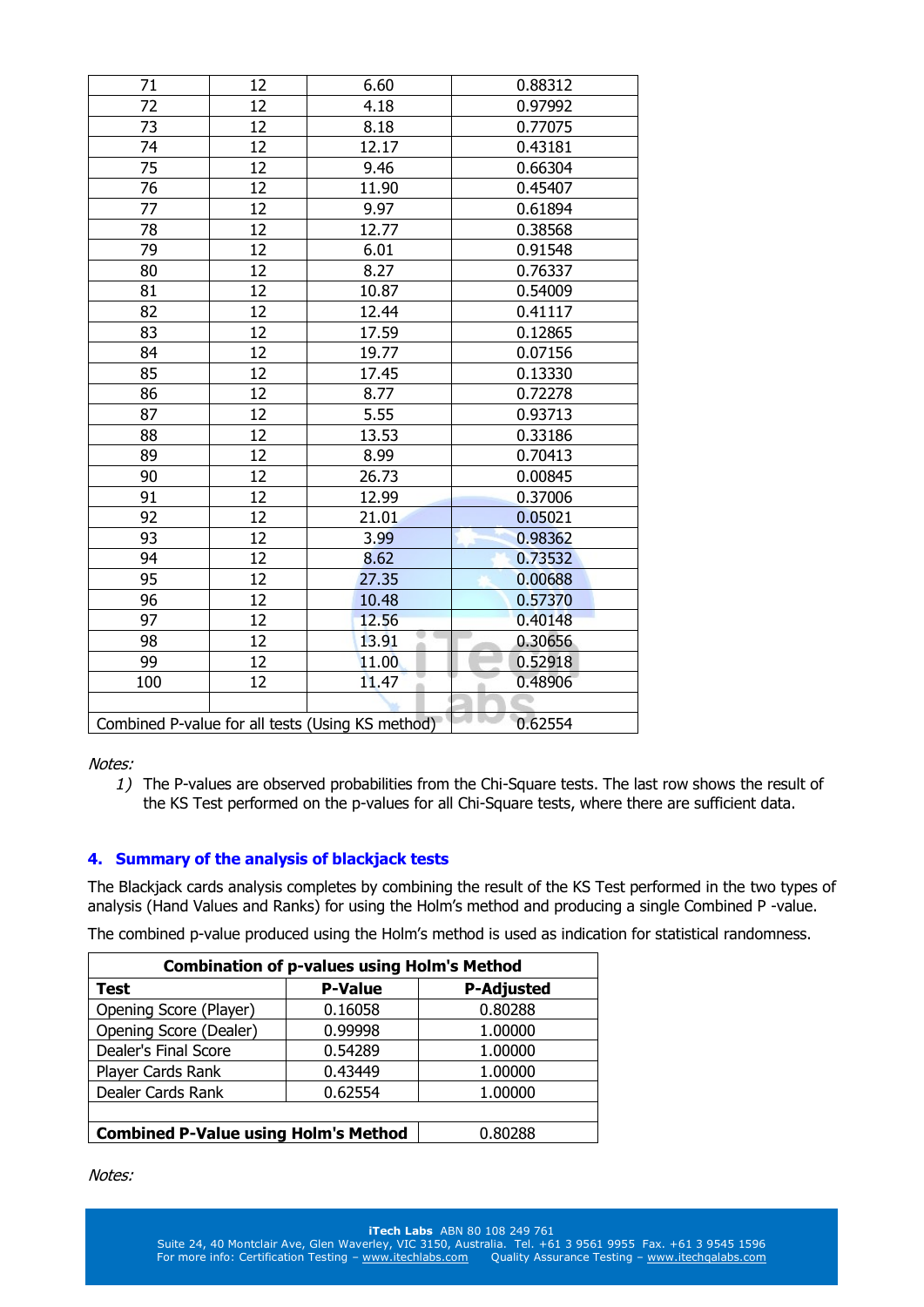| | | | |
|---|---|---|---|
| 71 | 12 | 6.60 | 0.88312 |
| 72 | 12 | 4.18 | 0.97992 |
| 73 | 12 | 8.18 | 0.77075 |
| 74 | 12 | 12.17 | 0.43181 |
| 75 | 12 | 9.46 | 0.66304 |
| 76 | 12 | 11.90 | 0.45407 |
| 77 | 12 | 9.97 | 0.61894 |
| 78 | 12 | 12.77 | 0.38568 |
| 79 | 12 | 6.01 | 0.91548 |
| 80 | 12 | 8.27 | 0.76337 |
| 81 | 12 | 10.87 | 0.54009 |
| 82 | 12 | 12.44 | 0.41117 |
| 83 | 12 | 17.59 | 0.12865 |
| 84 | 12 | 19.77 | 0.07156 |
| 85 | 12 | 17.45 | 0.13330 |
| 86 | 12 | 8.77 | 0.72278 |
| 87 | 12 | 5.55 | 0.93713 |
| 88 | 12 | 13.53 | 0.33186 |
| 89 | 12 | 8.99 | 0.70413 |
| 90 | 12 | 26.73 | 0.00845 |
| 91 | 12 | 12.99 | 0.37006 |
| 92 | 12 | 21.01 | 0.05021 |
| 93 | 12 | 3.99 | 0.98362 |
| 94 | 12 | 8.62 | 0.73532 |
| 95 | 12 | 27.35 | 0.00688 |
| 96 | 12 | 10.48 | 0.57370 |
| 97 | 12 | 12.56 | 0.40148 |
| 98 | 12 | 13.91 | 0.30656 |
| 99 | 12 | 11.00 | 0.52918 |
| 100 | 12 | 11.47 | 0.48906 |
| | | | |
| Combined P-value for all tests (Using KS method) | | | 0.62554 |

*Notes:*

1) The P-values are observed probabilities from the Chi-Square tests. The last row shows the result of the KS Test performed on the p-values for all Chi-Square tests, where there are sufficient data.

## 4. Summary of the analysis of blackjack tests

The Blackjack cards analysis completes by combining the result of the KS Test performed in the two types of analysis (Hand Values and Ranks) for using the Holm's method and producing a single Combined P -value.

The combined p-value produced using the Holm's method is used as indication for statistical randomness.

| **Combination of p-values using Holm's Method** | | |
|---|---|---|
| **Test** | **P-Value** | **P-Adjusted** |
| Opening Score (Player) | 0.16058 | 0.80288 |
| Opening Score (Dealer) | 0.99998 | 1.00000 |
| Dealer's Final Score | 0.54289 | 1.00000 |
| Player Cards Rank | 0.43449 | 1.00000 |
| Dealer Cards Rank | 0.62554 | 1.00000 |
| | | |
| **Combined P-Value using Holm's Method** | | 0.80288 |

*Notes:*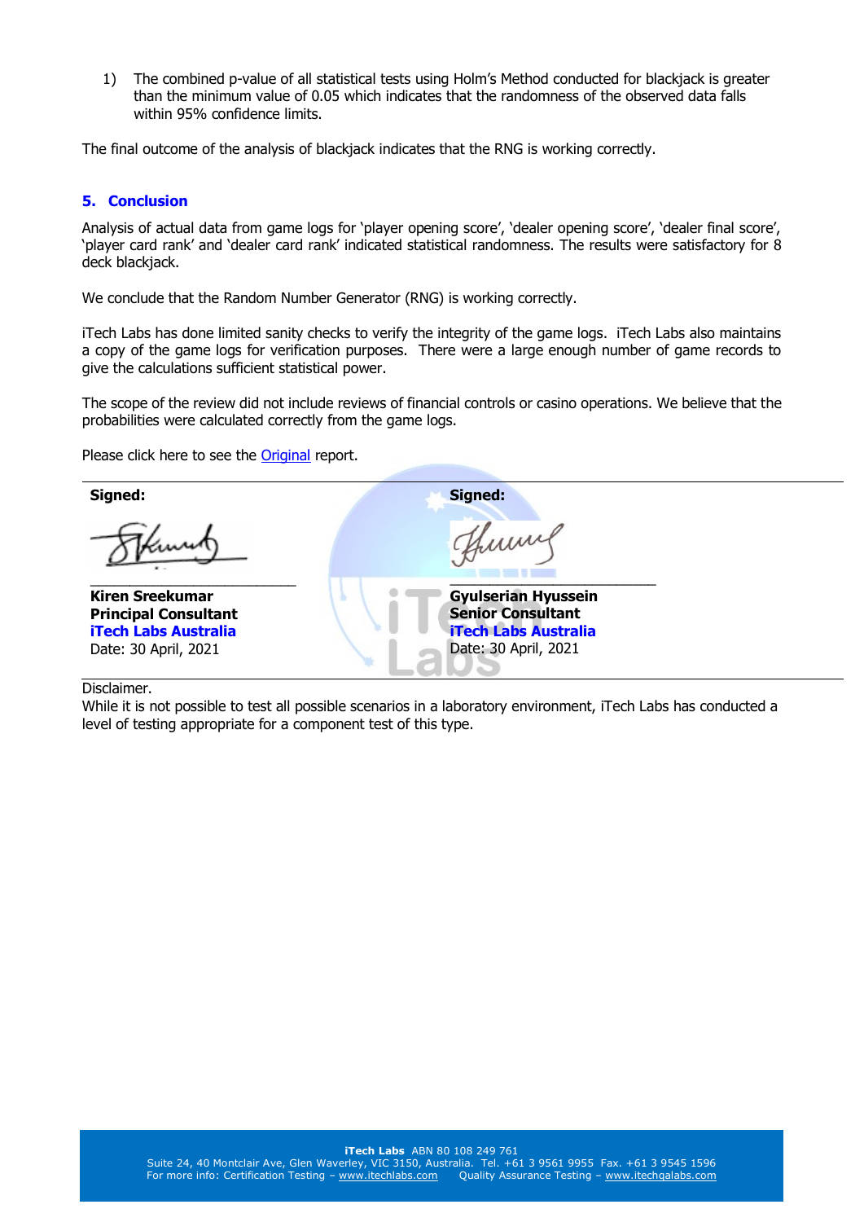1) The combined p-value of all statistical tests using Holm's Method conducted for blackjack is greater than the minimum value of 0.05 which indicates that the randomness of the observed data falls within 95% confidence limits.

The final outcome of the analysis of blackjack indicates that the RNG is working correctly.

## 5. Conclusion

Analysis of actual data from game logs for 'player opening score', 'dealer opening score', 'dealer final score', 'player card rank' and 'dealer card rank' indicated statistical randomness. The results were satisfactory for 8 deck blackjack.

We conclude that the Random Number Generator (RNG) is working correctly.

iTech Labs has done limited sanity checks to verify the integrity of the game logs. iTech Labs also maintains a copy of the game logs for verification purposes. There were a large enough number of game records to give the calculations sufficient statistical power.

The scope of the review did not include reviews of financial controls or casino operations. We believe that the probabilities were calculated correctly from the game logs.

Please click here to see the Original report.

| Signed: | Signed: |
|---|---|
| **Kiren Sreekumar** | **Gyulserian Hyussein** |
| **Principal Consultant** | **Senior Consultant** |
| **iTech Labs Australia** | **iTech Labs Australia** |
| Date: 30 April, 2021 | Date: 30 April, 2021 |

Disclaimer.
While it is not possible to test all possible scenarios in a laboratory environment, iTech Labs has conducted a level of testing appropriate for a component test of this type.